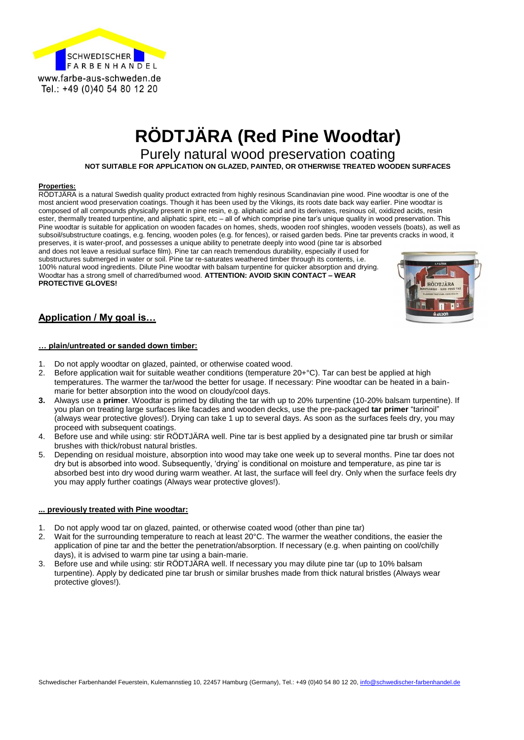SCHWEDISCHER FARBENHANDEL
www.farbe-aus-schweden.de
Tel.: +49 (0)40 54 80 12 20

# RÖDTJÄRA (Red Pine Woodtar)

## Purely natural wood preservation coating

**NOT SUITABLE FOR APPLICATION ON GLAZED, PAINTED, OR OTHERWISE TREATED WOODEN SURFACES**

**Properties:**

RÖDTJÄRA is a natural Swedish quality product extracted from highly resinous Scandinavian pine wood. Pine woodtar is one of the most ancient wood preservation coatings. Though it has been used by the Vikings, its roots date back way earlier. Pine woodtar is composed of all compounds physically present in pine resin, e.g. aliphatic acid and its derivates, resinous oil, oxidized acids, resin ester, thermally treated turpentine, and aliphatic spirit, etc – all of which comprise pine tar's unique quality in wood preservation. This Pine woodtar is suitable for application on wooden facades on homes, sheds, wooden roof shingles, wooden vessels (boats), as well as subsoil/substructure coatings, e.g. fencing, wooden poles (e.g. for fences), or raised garden beds. Pine tar prevents cracks in wood, it preserves, it is water-proof, and possesses a unique ability to penetrate deeply into wood (pine tar is absorbed and does not leave a residual surface film). Pine tar can reach tremendous durability, especially if used for substructures submerged in water or soil. Pine tar re-saturates weathered timber through its contents, i.e. 100% natural wood ingredients. Dilute Pine woodtar with balsam turpentine for quicker absorption and drying. Woodtar has a strong smell of charred/burned wood. **ATTENTION: AVOID SKIN CONTACT – WEAR PROTECTIVE GLOVES!**

## Application / My goal is…

**… plain/untreated or sanded down timber:**

1. Do not apply woodtar on glazed, painted, or otherwise coated wood.
2. Before application wait for suitable weather conditions (temperature 20+°C). Tar can best be applied at high temperatures. The warmer the tar/wood the better for usage. If necessary: Pine woodtar can be heated in a bain-marie for better absorption into the wood on cloudy/cool days.
3. Always use a **primer**. Woodtar is primed by diluting the tar with up to 20% turpentine (10-20% balsam turpentine). If you plan on treating large surfaces like facades and wooden decks, use the pre-packaged **tar primer** "tarinoil" (always wear protective gloves!). Drying can take 1 up to several days. As soon as the surfaces feels dry, you may proceed with subsequent coatings.
4. Before use and while using: stir RÖDTJÄRA well. Pine tar is best applied by a designated pine tar brush or similar brushes with thick/robust natural bristles.
5. Depending on residual moisture, absorption into wood may take one week up to several months. Pine tar does not dry but is absorbed into wood. Subsequently, 'drying' is conditional on moisture and temperature, as pine tar is absorbed best into dry wood during warm weather. At last, the surface will feel dry. Only when the surface feels dry you may apply further coatings (Always wear protective gloves!).

**... previously treated with Pine woodtar:**

1. Do not apply wood tar on glazed, painted, or otherwise coated wood (other than pine tar)
2. Wait for the surrounding temperature to reach at least 20°C. The warmer the weather conditions, the easier the application of pine tar and the better the penetration/absorption. If necessary (e.g. when painting on cool/chilly days), it is advised to warm pine tar using a bain-marie.
3. Before use and while using: stir RÖDTJÄRA well. If necessary you may dilute pine tar (up to 10% balsam turpentine). Apply by dedicated pine tar brush or similar brushes made from thick natural bristles (Always wear protective gloves!).

Schwedischer Farbenhandel Feuerstein, Kulemannstieg 10, 22457 Hamburg (Germany), Tel.: +49 (0)40 54 80 12 20, info@schwedischer-farbenhandel.de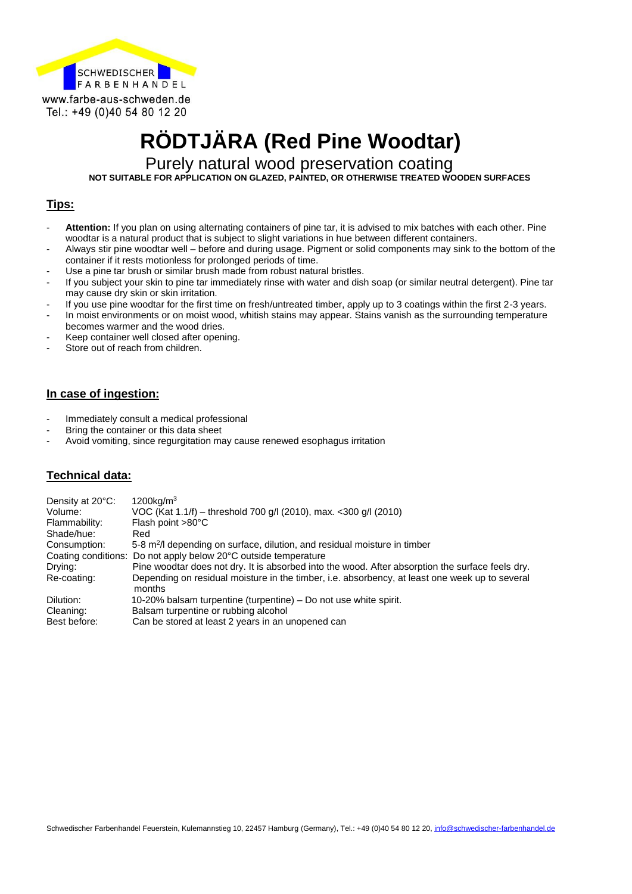SCHWEDISCHER
FARBENHANDEL
www.farbe-aus-schweden.de
Tel.: +49 (0)40 54 80 12 20

# RÖDTJÄRA (Red Pine Woodtar)

## Purely natural wood preservation coating

**NOT SUITABLE FOR APPLICATION ON GLAZED, PAINTED, OR OTHERWISE TREATED WOODEN SURFACES**

### Tips:

- **Attention:** If you plan on using alternating containers of pine tar, it is advised to mix batches with each other. Pine woodtar is a natural product that is subject to slight variations in hue between different containers.
- Always stir pine woodtar well – before and during usage. Pigment or solid components may sink to the bottom of the container if it rests motionless for prolonged periods of time.
- Use a pine tar brush or similar brush made from robust natural bristles.
- If you subject your skin to pine tar immediately rinse with water and dish soap (or similar neutral detergent). Pine tar may cause dry skin or skin irritation.
- If you use pine woodtar for the first time on fresh/untreated timber, apply up to 3 coatings within the first 2-3 years.
- In moist environments or on moist wood, whitish stains may appear. Stains vanish as the surrounding temperature becomes warmer and the wood dries.
- Keep container well closed after opening.
- Store out of reach from children.

### In case of ingestion:

- Immediately consult a medical professional
- Bring the container or this data sheet
- Avoid vomiting, since regurgitation may cause renewed esophagus irritation

### Technical data:

| | |
|---|---|
| Density at 20°C: | 1200kg/m$^3$ |
| Volume: | VOC (Kat 1.1/f) – threshold 700 g/l (2010), max. <300 g/l (2010) |
| Flammability: | Flash point >80°C |
| Shade/hue: | Red |
| Consumption: | 5-8 m$^2$/l depending on surface, dilution, and residual moisture in timber |
| Coating conditions: | Do not apply below 20°C outside temperature |
| Drying: | Pine woodtar does not dry. It is absorbed into the wood. After absorption the surface feels dry. |
| Re-coating: | Depending on residual moisture in the timber, i.e. absorbency, at least one week up to several months |
| Dilution: | 10-20% balsam turpentine (turpentine) – Do not use white spirit. |
| Cleaning: | Balsam turpentine or rubbing alcohol |
| Best before: | Can be stored at least 2 years in an unopened can |

Schwedischer Farbenhandel Feuerstein, Kulemannstieg 10, 22457 Hamburg (Germany), Tel.: +49 (0)40 54 80 12 20, info@schwedischer-farbenhandel.de